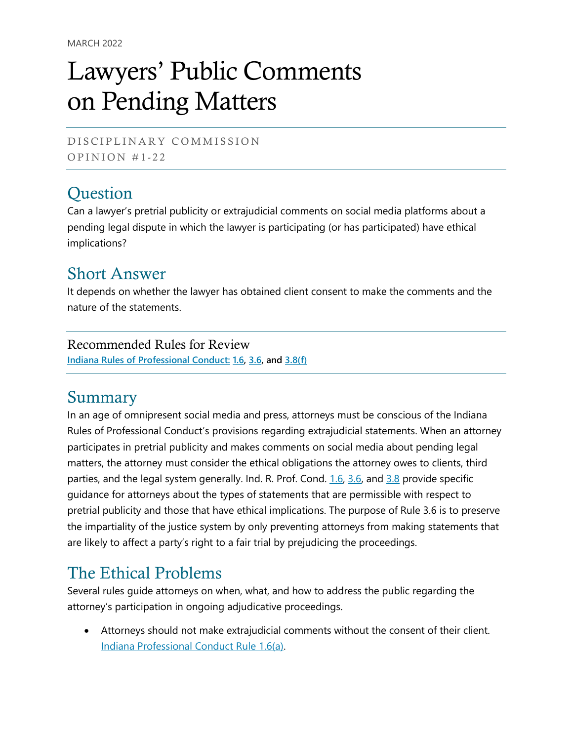MARCH 2022

# Lawyers' Public Comments on Pending Matters

DISCIPLINARY COMMISSION
OPINION #1-22

## Question

Can a lawyer's pretrial publicity or extrajudicial comments on social media platforms about a pending legal dispute in which the lawyer is participating (or has participated) have ethical implications?

## Short Answer

It depends on whether the lawyer has obtained client consent to make the comments and the nature of the statements.

### Recommended Rules for Review

**Indiana Rules of Professional Conduct: 1.6, 3.6, and 3.8(f)**

## Summary

In an age of omnipresent social media and press, attorneys must be conscious of the Indiana Rules of Professional Conduct's provisions regarding extrajudicial statements. When an attorney participates in pretrial publicity and makes comments on social media about pending legal matters, the attorney must consider the ethical obligations the attorney owes to clients, third parties, and the legal system generally. Ind. R. Prof. Cond. 1.6, 3.6, and 3.8 provide specific guidance for attorneys about the types of statements that are permissible with respect to pretrial publicity and those that have ethical implications. The purpose of Rule 3.6 is to preserve the impartiality of the justice system by only preventing attorneys from making statements that are likely to affect a party's right to a fair trial by prejudicing the proceedings.

## The Ethical Problems

Several rules guide attorneys on when, what, and how to address the public regarding the attorney's participation in ongoing adjudicative proceedings.

- Attorneys should not make extrajudicial comments without the consent of their client. Indiana Professional Conduct Rule 1.6(a).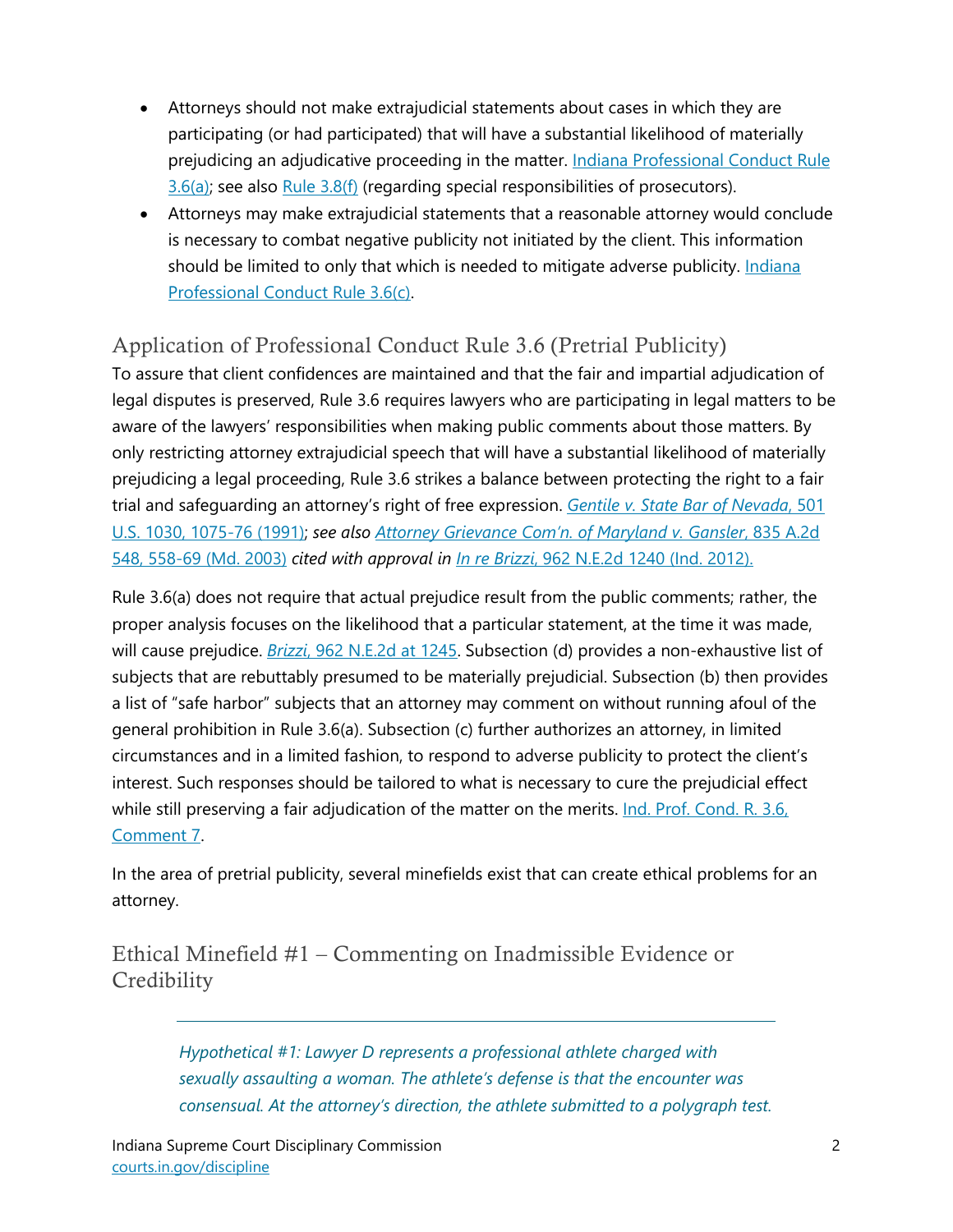- Attorneys should not make extrajudicial statements about cases in which they are participating (or had participated) that will have a substantial likelihood of materially prejudicing an adjudicative proceeding in the matter. Indiana Professional Conduct Rule 3.6(a); see also Rule 3.8(f) (regarding special responsibilities of prosecutors).
- Attorneys may make extrajudicial statements that a reasonable attorney would conclude is necessary to combat negative publicity not initiated by the client. This information should be limited to only that which is needed to mitigate adverse publicity. Indiana Professional Conduct Rule 3.6(c).

## Application of Professional Conduct Rule 3.6 (Pretrial Publicity)

To assure that client confidences are maintained and that the fair and impartial adjudication of legal disputes is preserved, Rule 3.6 requires lawyers who are participating in legal matters to be aware of the lawyers' responsibilities when making public comments about those matters. By only restricting attorney extrajudicial speech that will have a substantial likelihood of materially prejudicing a legal proceeding, Rule 3.6 strikes a balance between protecting the right to a fair trial and safeguarding an attorney's right of free expression. *Gentile v. State Bar of Nevada*, 501 U.S. 1030, 1075-76 (1991); *see also* *Attorney Grievance Com'n. of Maryland v. Gansler*, 835 A.2d 548, 558-69 (Md. 2003) *cited with approval in* *In re Brizzi*, 962 N.E.2d 1240 (Ind. 2012).

Rule 3.6(a) does not require that actual prejudice result from the public comments; rather, the proper analysis focuses on the likelihood that a particular statement, at the time it was made, will cause prejudice. *Brizzi*, 962 N.E.2d at 1245. Subsection (d) provides a non-exhaustive list of subjects that are rebuttably presumed to be materially prejudicial. Subsection (b) then provides a list of "safe harbor" subjects that an attorney may comment on without running afoul of the general prohibition in Rule 3.6(a). Subsection (c) further authorizes an attorney, in limited circumstances and in a limited fashion, to respond to adverse publicity to protect the client's interest. Such responses should be tailored to what is necessary to cure the prejudicial effect while still preserving a fair adjudication of the matter on the merits. Ind. Prof. Cond. R. 3.6, Comment 7.

In the area of pretrial publicity, several minefields exist that can create ethical problems for an attorney.

## Ethical Minefield #1 – Commenting on Inadmissible Evidence or Credibility

---

> *Hypothetical #1: Lawyer D represents a professional athlete charged with sexually assaulting a woman. The athlete's defense is that the encounter was consensual. At the attorney's direction, the athlete submitted to a polygraph test.*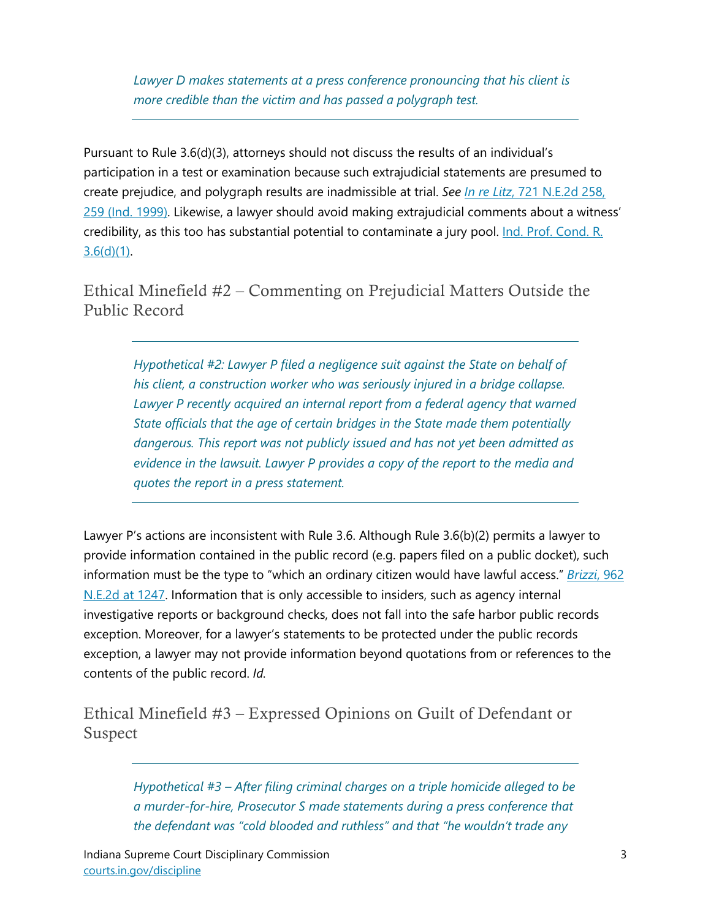*Lawyer D makes statements at a press conference pronouncing that his client is more credible than the victim and has passed a polygraph test.*

---

Pursuant to Rule 3.6(d)(3), attorneys should not discuss the results of an individual's participation in a test or examination because such extrajudicial statements are presumed to create prejudice, and polygraph results are inadmissible at trial. *See* [*In re Litz*, 721 N.E.2d 258, 259 (Ind. 1999)](). Likewise, a lawyer should avoid making extrajudicial comments about a witness' credibility, as this too has substantial potential to contaminate a jury pool. [Ind. Prof. Cond. R. 3.6(d)(1)]().

## Ethical Minefield #2 – Commenting on Prejudicial Matters Outside the Public Record

---

*Hypothetical #2: Lawyer P filed a negligence suit against the State on behalf of his client, a construction worker who was seriously injured in a bridge collapse. Lawyer P recently acquired an internal report from a federal agency that warned State officials that the age of certain bridges in the State made them potentially dangerous. This report was not publicly issued and has not yet been admitted as evidence in the lawsuit. Lawyer P provides a copy of the report to the media and quotes the report in a press statement.*

---

Lawyer P's actions are inconsistent with Rule 3.6. Although Rule 3.6(b)(2) permits a lawyer to provide information contained in the public record (e.g. papers filed on a public docket), such information must be the type to "which an ordinary citizen would have lawful access." [*Brizzi*, 962 N.E.2d at 1247](). Information that is only accessible to insiders, such as agency internal investigative reports or background checks, does not fall into the safe harbor public records exception. Moreover, for a lawyer's statements to be protected under the public records exception, a lawyer may not provide information beyond quotations from or references to the contents of the public record. *Id*.

## Ethical Minefield #3 – Expressed Opinions on Guilt of Defendant or Suspect

---

*Hypothetical #3 – After filing criminal charges on a triple homicide alleged to be a murder-for-hire, Prosecutor S made statements during a press conference that the defendant was "cold blooded and ruthless" and that "he wouldn't trade any*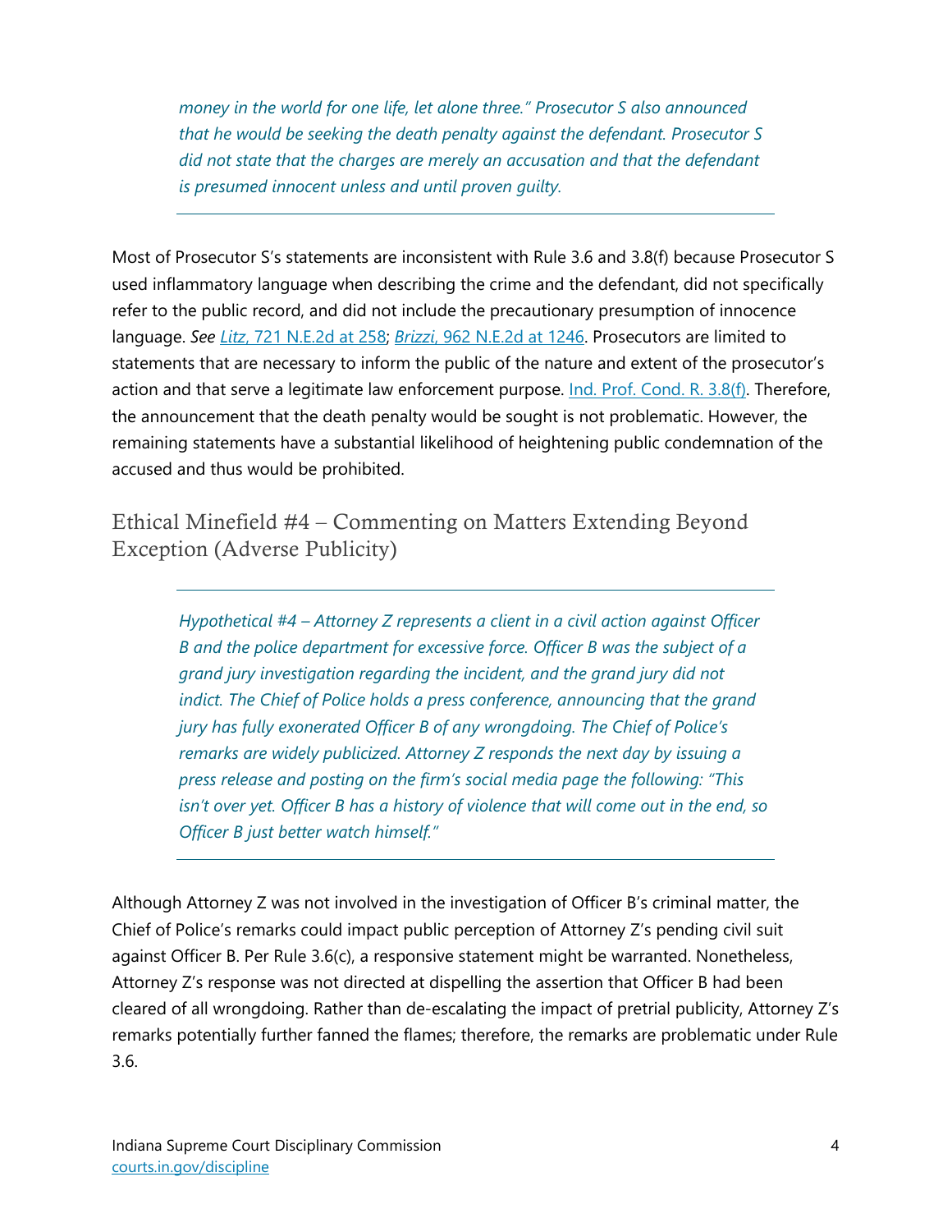*money in the world for one life, let alone three." Prosecutor S also announced that he would be seeking the death penalty against the defendant. Prosecutor S did not state that the charges are merely an accusation and that the defendant is presumed innocent unless and until proven guilty.*

---

Most of Prosecutor S's statements are inconsistent with Rule 3.6 and 3.8(f) because Prosecutor S used inflammatory language when describing the crime and the defendant, did not specifically refer to the public record, and did not include the precautionary presumption of innocence language. ***See*** [*Litz*, 721 N.E.2d at 258](); [*Brizzi*, 962 N.E.2d at 1246](). Prosecutors are limited to statements that are necessary to inform the public of the nature and extent of the prosecutor's action and that serve a legitimate law enforcement purpose. [Ind. Prof. Cond. R. 3.8(f)](). Therefore, the announcement that the death penalty would be sought is not problematic. However, the remaining statements have a substantial likelihood of heightening public condemnation of the accused and thus would be prohibited.

## Ethical Minefield #4 – Commenting on Matters Extending Beyond Exception (Adverse Publicity)

---

*Hypothetical #4 – Attorney Z represents a client in a civil action against Officer B and the police department for excessive force. Officer B was the subject of a grand jury investigation regarding the incident, and the grand jury did not indict. The Chief of Police holds a press conference, announcing that the grand jury has fully exonerated Officer B of any wrongdoing. The Chief of Police's remarks are widely publicized. Attorney Z responds the next day by issuing a press release and posting on the firm's social media page the following: "This isn't over yet. Officer B has a history of violence that will come out in the end, so Officer B just better watch himself."*

---

Although Attorney Z was not involved in the investigation of Officer B's criminal matter, the Chief of Police's remarks could impact public perception of Attorney Z's pending civil suit against Officer B. Per Rule 3.6(c), a responsive statement might be warranted. Nonetheless, Attorney Z's response was not directed at dispelling the assertion that Officer B had been cleared of all wrongdoing. Rather than de-escalating the impact of pretrial publicity, Attorney Z's remarks potentially further fanned the flames; therefore, the remarks are problematic under Rule 3.6.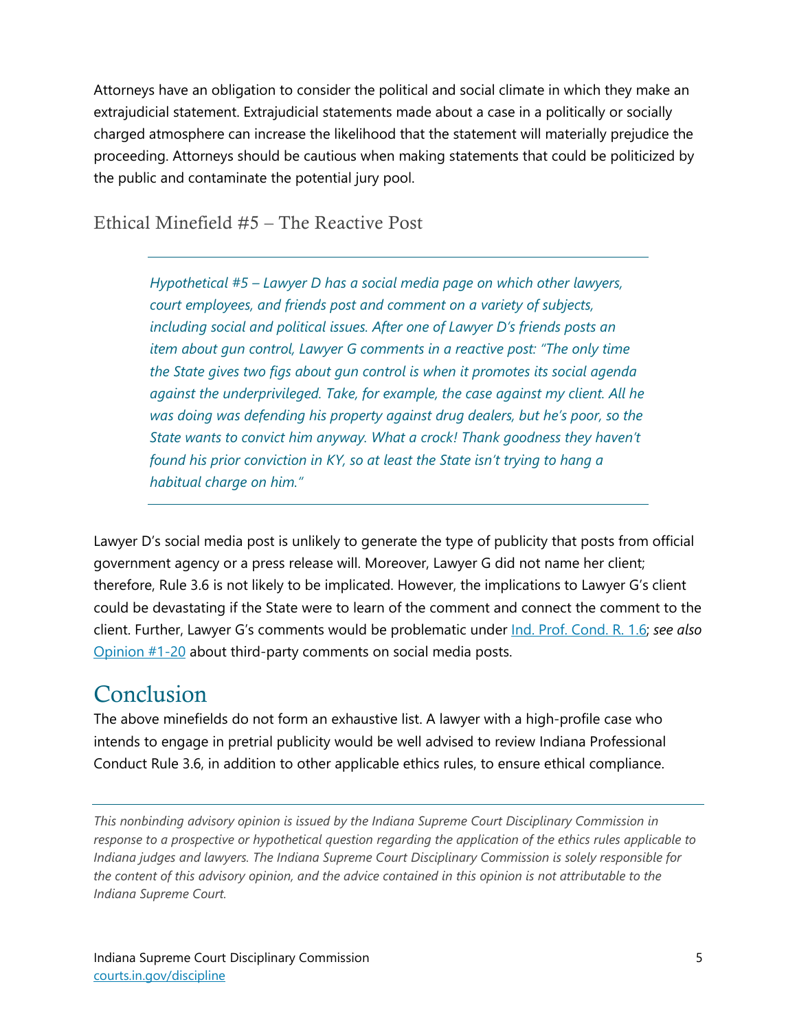Attorneys have an obligation to consider the political and social climate in which they make an extrajudicial statement. Extrajudicial statements made about a case in a politically or socially charged atmosphere can increase the likelihood that the statement will materially prejudice the proceeding. Attorneys should be cautious when making statements that could be politicized by the public and contaminate the potential jury pool.

### Ethical Minefield #5 – The Reactive Post

> *Hypothetical #5 – Lawyer D has a social media page on which other lawyers, court employees, and friends post and comment on a variety of subjects, including social and political issues. After one of Lawyer D's friends posts an item about gun control, Lawyer G comments in a reactive post: "The only time the State gives two figs about gun control is when it promotes its social agenda against the underprivileged. Take, for example, the case against my client. All he was doing was defending his property against drug dealers, but he's poor, so the State wants to convict him anyway. What a crock! Thank goodness they haven't found his prior conviction in KY, so at least the State isn't trying to hang a habitual charge on him."*

Lawyer D's social media post is unlikely to generate the type of publicity that posts from official government agency or a press release will. Moreover, Lawyer G did not name her client; therefore, Rule 3.6 is not likely to be implicated. However, the implications to Lawyer G's client could be devastating if the State were to learn of the comment and connect the comment to the client. Further, Lawyer G's comments would be problematic under Ind. Prof. Cond. R. 1.6; *see also* Opinion #1-20 about third-party comments on social media posts.

## Conclusion

The above minefields do not form an exhaustive list. A lawyer with a high-profile case who intends to engage in pretrial publicity would be well advised to review Indiana Professional Conduct Rule 3.6, in addition to other applicable ethics rules, to ensure ethical compliance.

---

*This nonbinding advisory opinion is issued by the Indiana Supreme Court Disciplinary Commission in response to a prospective or hypothetical question regarding the application of the ethics rules applicable to Indiana judges and lawyers. The Indiana Supreme Court Disciplinary Commission is solely responsible for the content of this advisory opinion, and the advice contained in this opinion is not attributable to the Indiana Supreme Court.*